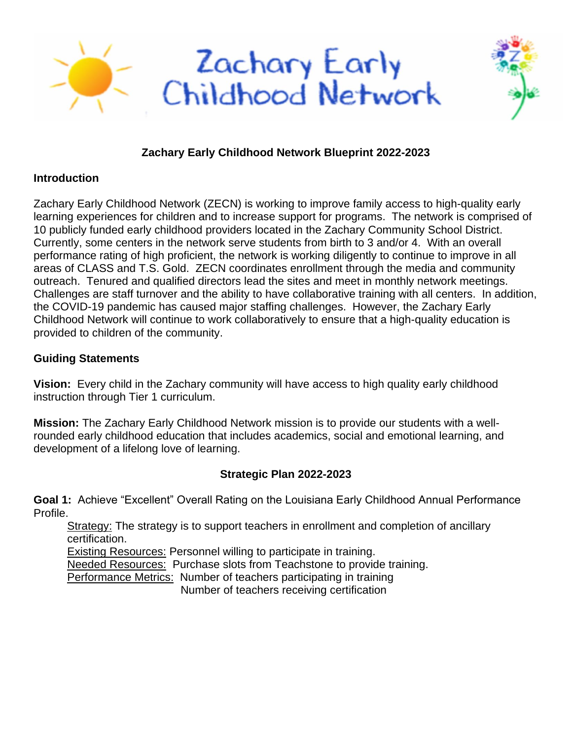# Zachary Early Childhood Network

## Zachary Early Childhood Network Blueprint 2022-2023

### Introduction

Zachary Early Childhood Network (ZECN) is working to improve family access to high-quality early learning experiences for children and to increase support for programs. The network is comprised of 10 publicly funded early childhood providers located in the Zachary Community School District. Currently, some centers in the network serve students from birth to 3 and/or 4. With an overall performance rating of high proficient, the network is working diligently to continue to improve in all areas of CLASS and T.S. Gold. ZECN coordinates enrollment through the media and community outreach. Tenured and qualified directors lead the sites and meet in monthly network meetings. Challenges are staff turnover and the ability to have collaborative training with all centers. In addition, the COVID-19 pandemic has caused major staffing challenges. However, the Zachary Early Childhood Network will continue to work collaboratively to ensure that a high-quality education is provided to children of the community.

### Guiding Statements

**Vision:** Every child in the Zachary community will have access to high quality early childhood instruction through Tier 1 curriculum.

**Mission:** The Zachary Early Childhood Network mission is to provide our students with a well-rounded early childhood education that includes academics, social and emotional learning, and development of a lifelong love of learning.

### Strategic Plan 2022-2023

**Goal 1:** Achieve "Excellent" Overall Rating on the Louisiana Early Childhood Annual Performance Profile.

- Strategy: The strategy is to support teachers in enrollment and completion of ancillary certification.
- Existing Resources: Personnel willing to participate in training.
- Needed Resources: Purchase slots from Teachstone to provide training.
- Performance Metrics: Number of teachers participating in training
  Number of teachers receiving certification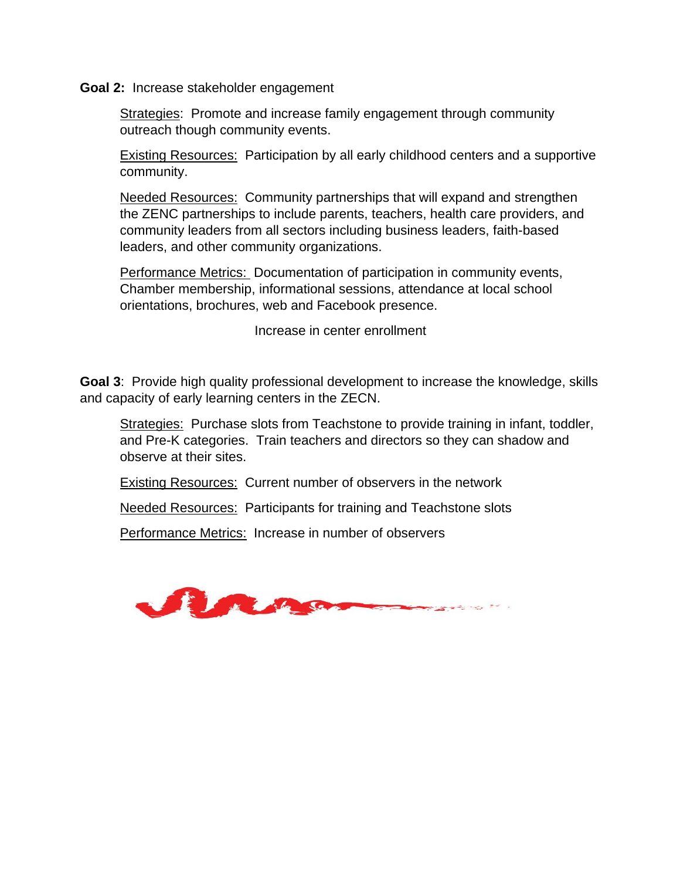**Goal 2:** Increase stakeholder engagement

Strategies: Promote and increase family engagement through community outreach though community events.

Existing Resources: Participation by all early childhood centers and a supportive community.

Needed Resources: Community partnerships that will expand and strengthen the ZENC partnerships to include parents, teachers, health care providers, and community leaders from all sectors including business leaders, faith-based leaders, and other community organizations.

Performance Metrics: Documentation of participation in community events, Chamber membership, informational sessions, attendance at local school orientations, brochures, web and Facebook presence.

Increase in center enrollment

**Goal 3**: Provide high quality professional development to increase the knowledge, skills and capacity of early learning centers in the ZECN.

Strategies: Purchase slots from Teachstone to provide training in infant, toddler, and Pre-K categories. Train teachers and directors so they can shadow and observe at their sites.

Existing Resources: Current number of observers in the network

Needed Resources: Participants for training and Teachstone slots

Performance Metrics: Increase in number of observers